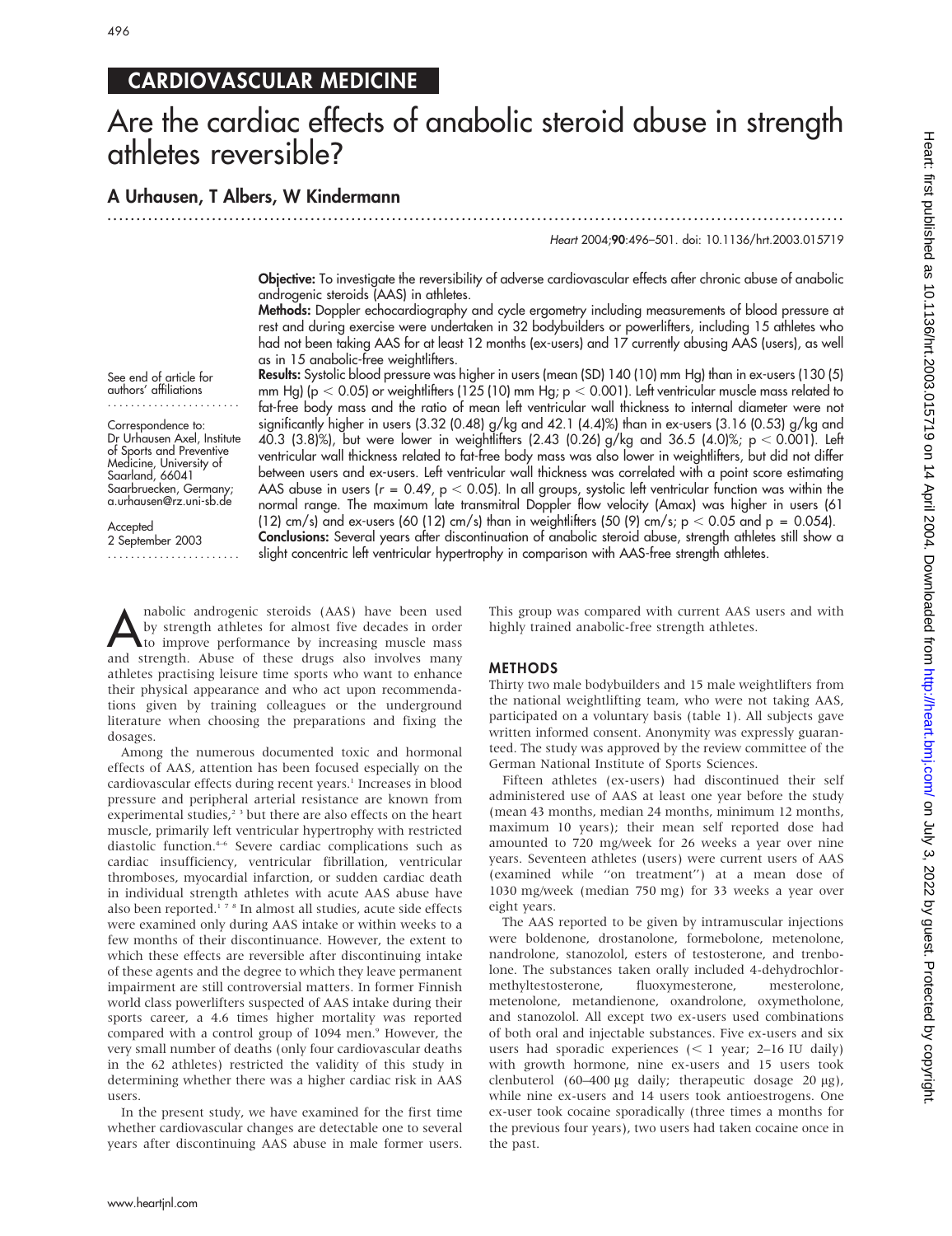CARDIOVASCULAR MEDICINE

# Are the cardiac effects of anabolic steroid abuse in strength athletes reversible?

**A Urhausen, T Albers, W Kindermann**

See end of article for authors' affiliations

Correspondence to: Dr Urhausen Axel, Institute of Sports and Preventive Medicine, University of Saarland, 66041 Saarbruecken, Germany; a.urhausen@rz.uni-sb.de

Accepted 2 September 2003

**Objective:** To investigate the reversibility of adverse cardiovascular effects after chronic abuse of anabolic androgenic steroids (AAS) in athletes.

**Methods:** Doppler echocardiography and cycle ergometry including measurements of blood pressure at rest and during exercise were undertaken in 32 bodybuilders or powerlifters, including 15 athletes who had not been taking AAS for at least 12 months (ex-users) and 17 currently abusing AAS (users), as well as in 15 anabolic-free weightlifters.

**Results:** Systolic blood pressure was higher in users (mean (SD) 140 (10) mm Hg) than in ex-users (130 (5) mm Hg) ($p < 0.05$) or weightlifters (125 (10) mm Hg; $p < 0.001$). Left ventricular muscle mass related to fat-free body mass and the ratio of mean left ventricular wall thickness to internal diameter were not significantly higher in users (3.32 (0.48) g/kg and 42.1 (4.4)%) than in ex-users (3.16 (0.53) g/kg and 40.3 (3.8)%), but were lower in weightlifters (2.43 (0.26) g/kg and 36.5 (4.0)%; $p < 0.001$). Left ventricular wall thickness related to fat-free body mass was also lower in weightlifters, but did not differ between users and ex-users. Left ventricular wall thickness was correlated with a point score estimating AAS abuse in users ($r = 0.49$, $p < 0.05$). In all groups, systolic left ventricular function was within the normal range. The maximum late transmitral Doppler flow velocity (Amax) was higher in users (61 (12) cm/s) and ex-users (60 (12) cm/s) than in weightlifters (50 (9) cm/s; $p < 0.05$ and $p = 0.054$).

**Conclusions:** Several years after discontinuation of anabolic steroid abuse, strength athletes still show a slight concentric left ventricular hypertrophy in comparison with AAS-free strength athletes.

Anabolic androgenic steroids (AAS) have been used by strength athletes for almost five decades in order to improve performance by increasing muscle mass and strength. Abuse of these drugs also involves many athletes practising leisure time sports who want to enhance their physical appearance and who act upon recommendations given by training colleagues or the underground literature when choosing the preparations and fixing the dosages.

Among the numerous documented toxic and hormonal effects of AAS, attention has been focused especially on the cardiovascular effects during recent years.[1] Increases in blood pressure and peripheral arterial resistance are known from experimental studies,[2 3] but there are also effects on the heart muscle, primarily left ventricular hypertrophy with restricted diastolic function.[4–6] Severe cardiac complications such as cardiac insufficiency, ventricular fibrillation, ventricular thromboses, myocardial infarction, or sudden cardiac death in individual strength athletes with acute AAS abuse have also been reported.[1 7 8] In almost all studies, acute side effects were examined only during AAS intake or within weeks to a few months of their discontinuance. However, the extent to which these effects are reversible after discontinuing intake of these agents and the degree to which they leave permanent impairment are still controversial matters. In former Finnish world class powerlifters suspected of AAS intake during their sports career, a 4.6 times higher mortality was reported compared with a control group of 1094 men.[9] However, the very small number of deaths (only four cardiovascular deaths in the 62 athletes) restricted the validity of this study in determining whether there was a higher cardiac risk in AAS users.

In the present study, we have examined for the first time whether cardiovascular changes are detectable one to several years after discontinuing AAS abuse in male former users. This group was compared with current AAS users and with highly trained anabolic-free strength athletes.

## METHODS

Thirty two male bodybuilders and 15 male weightlifters from the national weightlifting team, who were not taking AAS, participated on a voluntary basis (table 1). All subjects gave written informed consent. Anonymity was expressly guaranteed. The study was approved by the review committee of the German National Institute of Sports Sciences.

Fifteen athletes (ex-users) had discontinued their self administered use of AAS at least one year before the study (mean 43 months, median 24 months, minimum 12 months, maximum 10 years); their mean self reported dose had amounted to 720 mg/week for 26 weeks a year over nine years. Seventeen athletes (users) were current users of AAS (examined while "on treatment") at a mean dose of 1030 mg/week (median 750 mg) for 33 weeks a year over eight years.

The AAS reported to be given by intramuscular injections were boldenone, drostanolone, formebolone, metenolone, nandrolone, stanozolol, esters of testosterone, and trenbolone. The substances taken orally included 4-dehydrochlormethyltestosterone, fluoxymesterone, mesterolone, metenolone, metandienone, oxandrolone, oxymetholone, and stanozolol. All except two ex-users used combinations of both oral and injectable substances. Five ex-users and six users had sporadic experiences (< 1 year; 2–16 IU daily) with growth hormone, nine ex-users and 15 users took clenbuterol (60–400 µg daily; therapeutic dosage 20 µg), while nine ex-users and 14 users took antioestrogens. One ex-user took cocaine sporadically (three times a months for the previous four years), two users had taken cocaine once in the past.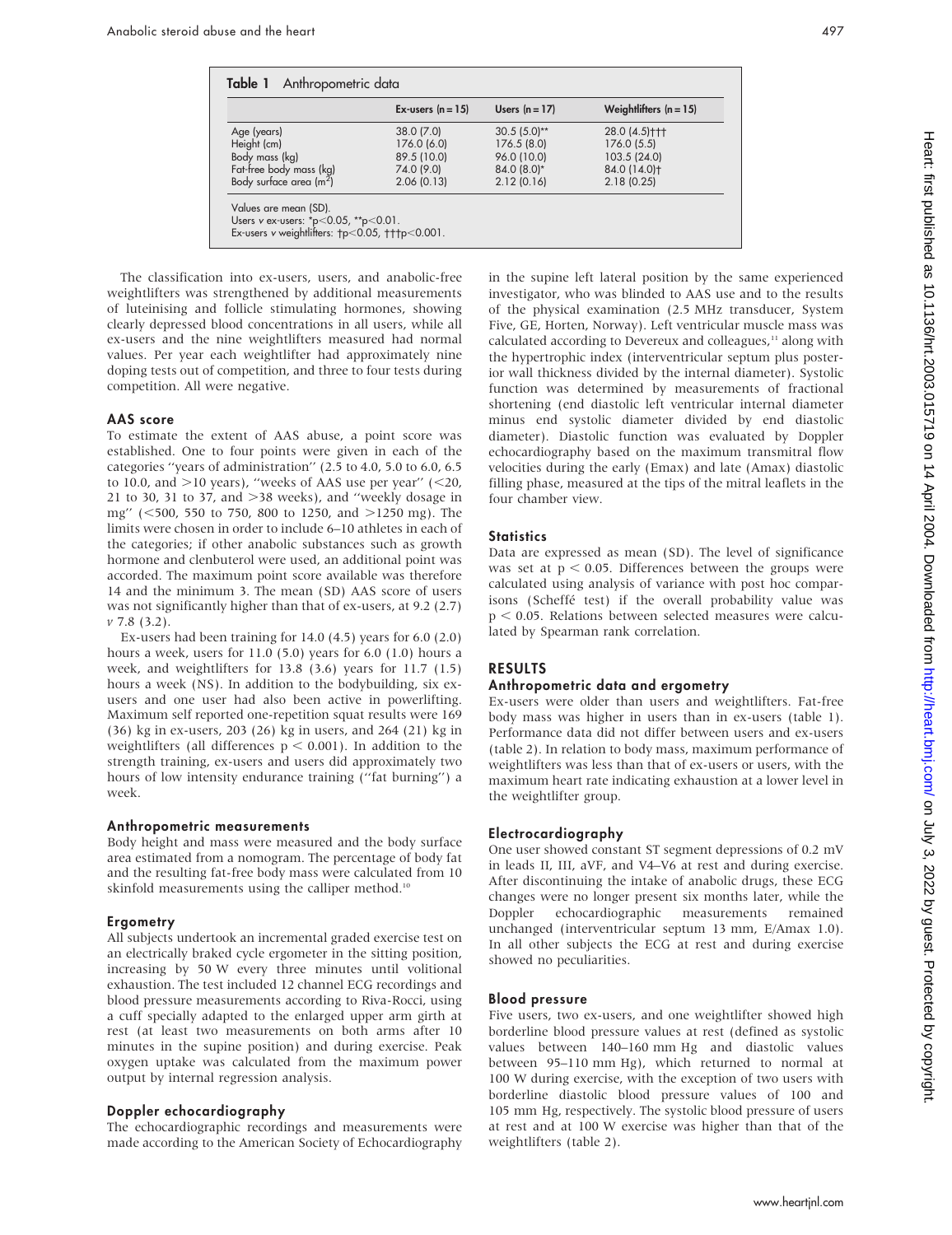**Table 1** Anthropometric data

| | Ex-users (n = 15) | Users (n = 17) | Weightlifters (n = 15) |
|---|---|---|---|
| Age (years) | 38.0 (7.0) | 30.5 (5.0)** | 28.0 (4.5)††† |
| Height (cm) | 176.0 (6.0) | 176.5 (8.0) | 176.0 (5.5) |
| Body mass (kg) | 89.5 (10.0) | 96.0 (10.0) | 103.5 (24.0) |
| Fat-free body mass (kg) | 74.0 (9.0) | 84.0 (8.0)* | 84.0 (14.0)† |
| Body surface area ($m^2$) | 2.06 (0.13) | 2.12 (0.16) | 2.18 (0.25) |

Values are mean (SD).
Users *v* ex-users: *$p<0.05$, **$p<0.01$.
Ex-users *v* weightlifters: †$p<0.05$, †††$p<0.001$.

The classification into ex-users, users, and anabolic-free weightlifters was strengthened by additional measurements of luteinising and follicle stimulating hormones, showing clearly depressed blood concentrations in all users, while all ex-users and the nine weightlifters measured had normal values. Per year each weightlifter had approximately nine doping tests out of competition, and three to four tests during competition. All were negative.

### AAS score

To estimate the extent of AAS abuse, a point score was established. One to four points were given in each of the categories "years of administration" (2.5 to 4.0, 5.0 to 6.0, 6.5 to 10.0, and >10 years), "weeks of AAS use per year" (<20, 21 to 30, 31 to 37, and >38 weeks), and "weekly dosage in mg" (<500, 550 to 750, 800 to 1250, and >1250 mg). The limits were chosen in order to include 6–10 athletes in each of the categories; if other anabolic substances such as growth hormone and clenbuterol were used, an additional point was accorded. The maximum point score available was therefore 14 and the minimum 3. The mean (SD) AAS score of users was not significantly higher than that of ex-users, at 9.2 (2.7) *v* 7.8 (3.2).

Ex-users had been training for 14.0 (4.5) years for 6.0 (2.0) hours a week, users for 11.0 (5.0) years for 6.0 (1.0) hours a week, and weightlifters for 13.8 (3.6) years for 11.7 (1.5) hours a week (NS). In addition to the bodybuilding, six ex-users and one user had also been active in powerlifting. Maximum self reported one-repetition squat results were 169 (36) kg in ex-users, 203 (26) kg in users, and 264 (21) kg in weightlifters (all differences $p < 0.001$). In addition to the strength training, ex-users and users did approximately two hours of low intensity endurance training ("fat burning") a week.

### Anthropometric measurements

Body height and mass were measured and the body surface area estimated from a nomogram. The percentage of body fat and the resulting fat-free body mass were calculated from 10 skinfold measurements using the calliper method.[10]

### Ergometry

All subjects undertook an incremental graded exercise test on an electrically braked cycle ergometer in the sitting position, increasing by 50 W every three minutes until volitional exhaustion. The test included 12 channel ECG recordings and blood pressure measurements according to Riva-Rocci, using a cuff specially adapted to the enlarged upper arm girth at rest (at least two measurements on both arms after 10 minutes in the supine position) and during exercise. Peak oxygen uptake was calculated from the maximum power output by internal regression analysis.

### Doppler echocardiography

The echocardiographic recordings and measurements were made according to the American Society of Echocardiography in the supine left lateral position by the same experienced investigator, who was blinded to AAS use and to the results of the physical examination (2.5 MHz transducer, System Five, GE, Horten, Norway). Left ventricular muscle mass was calculated according to Devereux and colleagues,[11] along with the hypertrophic index (interventricular septum plus posterior wall thickness divided by the internal diameter). Systolic function was determined by measurements of fractional shortening (end diastolic left ventricular internal diameter minus end systolic diameter divided by end diastolic diameter). Diastolic function was evaluated by Doppler echocardiography based on the maximum transmitral flow velocities during the early (Emax) and late (Amax) diastolic filling phase, measured at the tips of the mitral leaflets in the four chamber view.

### Statistics

Data are expressed as mean (SD). The level of significance was set at $p < 0.05$. Differences between the groups were calculated using analysis of variance with post hoc comparisons (Scheffé test) if the overall probability value was $p < 0.05$. Relations between selected measures were calculated by Spearman rank correlation.

## RESULTS

### Anthropometric data and ergometry

Ex-users were older than users and weightlifters. Fat-free body mass was higher in users than in ex-users (table 1). Performance data did not differ between users and ex-users (table 2). In relation to body mass, maximum performance of weightlifters was less than that of ex-users or users, with the maximum heart rate indicating exhaustion at a lower level in the weightlifter group.

### Electrocardiography

One user showed constant ST segment depressions of 0.2 mV in leads II, III, aVF, and V4–V6 at rest and during exercise. After discontinuing the intake of anabolic drugs, these ECG changes were no longer present six months later, while the Doppler echocardiographic measurements remained unchanged (interventricular septum 13 mm, E/Amax 1.0). In all other subjects the ECG at rest and during exercise showed no peculiarities.

### Blood pressure

Five users, two ex-users, and one weightlifter showed high borderline blood pressure values at rest (defined as systolic values between 140–160 mm Hg and diastolic values between 95–110 mm Hg), which returned to normal at 100 W during exercise, with the exception of two users with borderline diastolic blood pressure values of 100 and 105 mm Hg, respectively. The systolic blood pressure of users at rest and at 100 W exercise was higher than that of the weightlifters (table 2).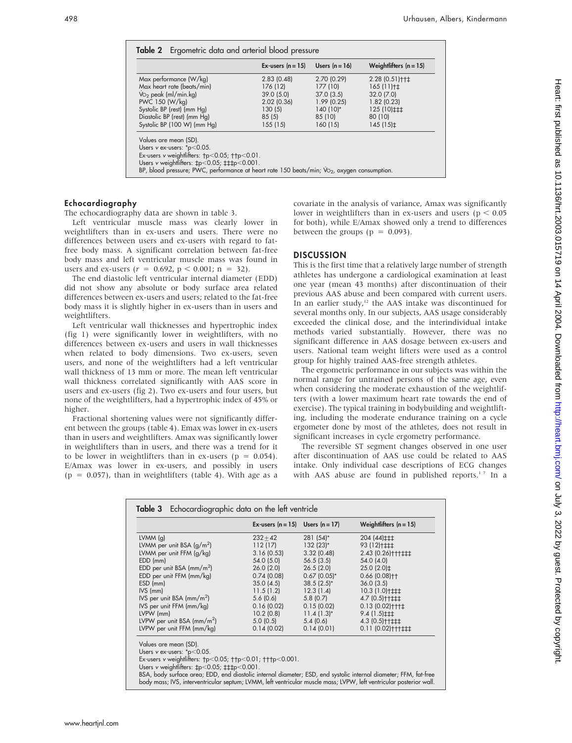**Table 2** Ergometric data and arterial blood pressure

| | Ex-users (n = 15) | Users (n = 16) | Weightlifters (n = 15) |
|---|---|---|---|
| Max performance (W/kg) | 2.83 (0.48) | 2.70 (0.29) | 2.28 (0.51)†‡ |
| Max heart rate (beats/min) | 176 (12) | 177 (10) | 165 (11)†‡ |
| $\dot{V}O_2$ peak (ml/min.kg) | 39.0 (5.0) | 37.0 (3.5) | 32.0 (7.0) |
| PWC 150 (W/kg) | 2.02 (0.36) | 1.99 (0.25) | 1.82 (0.23) |
| Systolic BP (rest) (mm Hg) | 130 (5) | 140 (10)* | 125 (10)‡‡‡ |
| Diastolic BP (rest) (mm Hg) | 85 (5) | 85 (10) | 80 (10) |
| Systolic BP (100 W) (mm Hg) | 155 (15) | 160 (15) | 145 (15)‡ |

Values are mean (SD).
Users v ex-users: *p<0.05.
Ex-users v weightlifters: †p<0.05; ††p<0.01.
Users v weightlifters: ‡p<0.05; ‡‡‡p<0.001.
BP, blood pressure; PWC, performance at heart rate 150 beats/min; $\dot{V}O_2$, oxygen consumption.

### Echocardiography

The echocardiography data are shown in table 3.

Left ventricular muscle mass was clearly lower in weightlifters than in ex-users and users. There were no differences between users and ex-users with regard to fat-free body mass. A significant correlation between fat-free body mass and left ventricular muscle mass was found in users and ex-users ($r = 0.692$, $p < 0.001$; $n = 32$).

The end diastolic left ventricular internal diameter (EDD) did not show any absolute or body surface area related differences between ex-users and users; related to the fat-free body mass it is slightly higher in ex-users than in users and weightlifters.

Left ventricular wall thicknesses and hypertrophic index (fig 1) were significantly lower in weightlifters, with no differences between ex-users and users in wall thicknesses when related to body dimensions. Two ex-users, seven users, and none of the weightlifters had a left ventricular wall thickness of 13 mm or more. The mean left ventricular wall thickness correlated significantly with AAS score in users and ex-users (fig 2). Two ex-users and four users, but none of the weightlifters, had a hypertrophic index of 45% or higher.

Fractional shortening values were not significantly different between the groups (table 4). Emax was lower in ex-users than in users and weightlifters. Amax was significantly lower in weightlifters than in users, and there was a trend for it to be lower in weightlifters than in ex-users ($p = 0.054$). E/Amax was lower in ex-users, and possibly in users ($p = 0.057$), than in weightlifters (table 4). With age as a covariate in the analysis of variance, Amax was significantly lower in weightlifters than in ex-users and users ($p < 0.05$ for both), while E/Amax showed only a trend to differences between the groups ($p = 0.093$).

## DISCUSSION

This is the first time that a relatively large number of strength athletes has undergone a cardiological examination at least one year (mean 43 months) after discontinuation of their previous AAS abuse and been compared with current users. In an earlier study,[12] the AAS intake was discontinued for several months only. In our subjects, AAS usage considerably exceeded the clinical dose, and the interindividual intake methods varied substantially. However, there was no significant difference in AAS dosage between ex-users and users. National team weight lifters were used as a control group for highly trained AAS-free strength athletes.

The ergometric performance in our subjects was within the normal range for untrained persons of the same age, even when considering the moderate exhaustion of the weightlifters (with a lower maximum heart rate towards the end of exercise). The typical training in bodybuilding and weightlifting, including the moderate endurance training on a cycle ergometer done by most of the athletes, does not result in significant increases in cycle ergometry performance.

The reversible ST segment changes observed in one user after discontinuation of AAS use could be related to AAS intake. Only individual case descriptions of ECG changes with AAS abuse are found in published reports.[1 7] In a

**Table 3** Echocardiographic data on the left ventricle

| | Ex-users (n = 15) | Users (n = 17) | Weightlifters (n = 15) |
|---|---|---|---|
| LVMM (g) | 232±42 | 281 (54)* | 204 (44)‡‡‡ |
| LVMM per unit BSA (g/m$^2$) | 112 (17) | 132 (23)* | 93 (12)†‡‡‡ |
| LVMM per unit FFM (g/kg) | 3.16 (0.53) | 3.32 (0.48) | 2.43 (0.26)†††‡‡‡ |
| EDD (mm) | 54.0 (5.0) | 56.5 (3.5) | 54.0 (4.0) |
| EDD per unit BSA (mm/m$^2$) | 26.0 (2.0) | 26.5 (2.0) | 25.0 (2.0)‡ |
| EDD per unit FFM (mm/kg) | 0.74 (0.08) | 0.67 (0.05)* | 0.66 (0.08)†† |
| ESD (mm) | 35.0 (4.5) | 38.5 (2.5)* | 36.0 (3.5) |
| IVS (mm) | 11.5 (1.2) | 12.3 (1.4) | 10.3 (1.0)†‡‡‡ |
| IVS per unit BSA (mm/m$^2$) | 5.6 (0.6) | 5.8 (0.7) | 4.7 (0.5)†††‡‡‡ |
| IVS per unit FFM (mm/kg) | 0.16 (0.02) | 0.15 (0.02) | 0.13 (0.02)†††‡ |
| LVPW (mm) | 10.2 (0.8) | 11.4 (1.3)* | 9.4 (1.5)‡‡‡ |
| LVPW per unit BSA (mm/m$^2$) | 5.0 (0.5) | 5.4 (0.6) | 4.3 (0.5)†††‡‡‡ |
| LVPW per unit FFM (mm/kg) | 0.14 (0.02) | 0.14 (0.01) | 0.11 (0.02)†††‡‡‡ |

Values are mean (SD).
Users v ex-users: *p<0.05.
Ex-users v weightlifters: †p<0.05; ††p<0.01; †††p<0.001.
Users v weightlifters: ‡p<0.05; ‡‡‡p<0.001.
BSA, body surface area; EDD, end diastolic internal diameter; ESD, end systolic internal diameter; FFM, fat-free body mass; IVS, interventricular septum; LVMM, left ventricular muscle mass; LVPW, left ventricular posterior wall.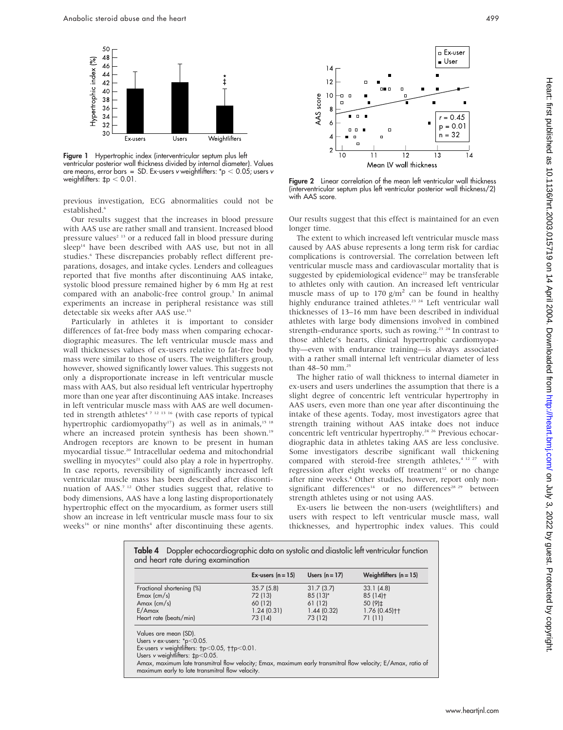Figure 1 Hypertrophic index (interventricular septum plus left ventricular posterior wall thickness divided by internal diameter). Values are means, error bars = SD. Ex-users v weightlifters: * $p < 0.05$; users v weightlifters: ‡ $p < 0.01$.

previous investigation, ECG abnormalities could not be established.[6]

Our results suggest that the increases in blood pressure with AAS use are rather small and transient. Increased blood pressure values[2 13] or a reduced fall in blood pressure during sleep[14] have been described with AAS use, but not in all studies.[6] These discrepancies probably reflect different preparations, dosages, and intake cycles. Lenders and colleagues reported that five months after discontinuing AAS intake, systolic blood pressure remained higher by 6 mm Hg at rest compared with an anabolic-free control group.[3] In animal experiments an increase in peripheral resistance was still detectable six weeks after AAS use.[15]

Particularly in athletes it is important to consider differences of fat-free body mass when comparing echocardiographic measures. The left ventricular muscle mass and wall thicknesses values of ex-users relative to fat-free body mass were similar to those of users. The weightlifters group, however, showed significantly lower values. This suggests not only a disproportionate increase in left ventricular muscle mass with AAS, but also residual left ventricular hypertrophy more than one year after discontinuing AAS intake. Increases in left ventricular muscle mass with AAS are well documented in strength athletes[4 7 12 13 16] (with case reports of typical hypertrophic cardiomyopathy[17]) as well as in animals,[15 18] where an increased protein synthesis has been shown.[19] Androgen receptors are known to be present in human myocardial tissue.[20] Intracellular oedema and mitochondrial swelling in myocytes[21] could also play a role in hypertrophy. In case reports, reversibility of significantly increased left ventricular muscle mass has been described after discontinuation of AAS.[7 12] Other studies suggest that, relative to body dimensions, AAS have a long lasting disproportionately hypertrophic effect on the myocardium, as former users still show an increase in left ventricular muscle mass four to six weeks[16] or nine months[4] after discontinuing these agents.

Figure 2 Linear correlation of the mean left ventricular wall thickness (interventricular septum plus left ventricular posterior wall thickness/2) with AAS score.

Our results suggest that this effect is maintained for an even longer time.

The extent to which increased left ventricular muscle mass caused by AAS abuse represents a long term risk for cardiac complications is controversial. The correlation between left ventricular muscle mass and cardiovascular mortality that is suggested by epidemiological evidence[22] may be transferable to athletes only with caution. An increased left ventricular muscle mass of up to 170 g/m$^2$ can be found in healthy highly endurance trained athletes.[23 24] Left ventricular wall thicknesses of 13–16 mm have been described in individual athletes with large body dimensions involved in combined strength–endurance sports, such as rowing.[23 24] In contrast to those athlete's hearts, clinical hypertrophic cardiomyopathy—even with endurance training—is always associated with a rather small internal left ventricular diameter of less than 48–50 mm.[25]

The higher ratio of wall thickness to internal diameter in ex-users and users underlines the assumption that there is a slight degree of concentric left ventricular hypertrophy in AAS users, even more than one year after discontinuing the intake of these agents. Today, most investigators agree that strength training without AAS intake does not induce concentric left ventricular hypertrophy.[24 26] Previous echocardiographic data in athletes taking AAS are less conclusive. Some investigators describe significant wall thickening compared with steroid-free strength athletes,[4 12 27] with regression after eight weeks off treatment[12] or no change after nine weeks.[4] Other studies, however, report only non-significant differences[14] or no differences[28 29] between strength athletes using or not using AAS.

Ex-users lie between the non-users (weightlifters) and users with respect to left ventricular muscle mass, wall thicknesses, and hypertrophic index values. This could

**Table 4** Doppler echocardiographic data on systolic and diastolic left ventricular function and heart rate during examination

| | Ex-users (n = 15) | Users (n = 17) | Weightlifters (n = 15) |
|---|---|---|---|
| Fractional shortening (%) | 35.7 (5.8) | 31.7 (3.7) | 33.1 (4.8) |
| Emax (cm/s) | 72 (13) | 85 (13)* | 85 (14)† |
| Amax (cm/s) | 60 (12) | 61 (12) | 50 (9)‡ |
| E/Amax | 1.24 (0.31) | 1.44 (0.32) | 1.76 (0.45)†† |
| Heart rate (beats/min) | 73 (14) | 73 (12) | 71 (11) |

Values are mean (SD).
Users v ex-users: * $p<0.05$.
Ex-users v weightlifters: † $p<0.05$, †† $p<0.01$.
Users v weightlifters: ‡ $p<0.05$.
Amax, maximum late transmitral flow velocity; Emax, maximum early transmitral flow velocity; E/Amax, ratio of maximum early to late transmitral flow velocity.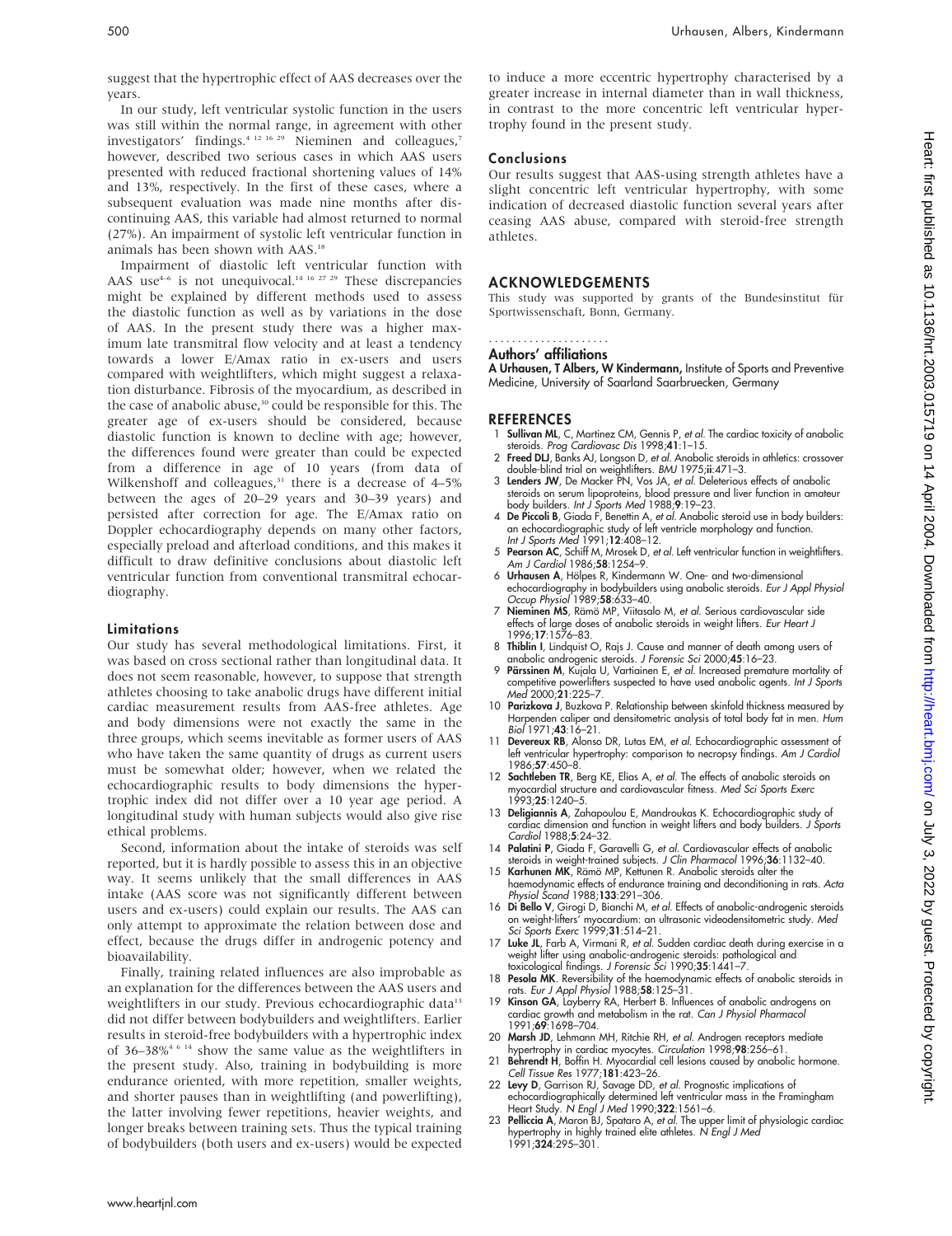suggest that the hypertrophic effect of AAS decreases over the years.

In our study, left ventricular systolic function in the users was still within the normal range, in agreement with other investigators' findings.[4 12 16 29] Nieminen and colleagues,[7] however, described two serious cases in which AAS users presented with reduced fractional shortening values of 14% and 13%, respectively. In the first of these cases, where a subsequent evaluation was made nine months after discontinuing AAS, this variable had almost returned to normal (27%). An impairment of systolic left ventricular function in animals has been shown with AAS.[18]

Impairment of diastolic left ventricular function with AAS use[4–6] is not unequivocal.[14 16 27 29] These discrepancies might be explained by different methods used to assess the diastolic function as well as by variations in the dose of AAS. In the present study there was a higher maximum late transmitral flow velocity and at least a tendency towards a lower E/Amax ratio in ex-users and users compared with weightlifters, which might suggest a relaxation disturbance. Fibrosis of the myocardium, as described in the case of anabolic abuse,[30] could be responsible for this. The greater age of ex-users should be considered, because diastolic function is known to decline with age; however, the differences found were greater than could be expected from a difference in age of 10 years (from data of Wilkenshoff and colleagues,[31] there is a decrease of 4–5% between the ages of 20–29 years and 30–39 years) and persisted after correction for age. The E/Amax ratio on Doppler echocardiography depends on many other factors, especially preload and afterload conditions, and this makes it difficult to draw definitive conclusions about diastolic left ventricular function from conventional transmitral echocardiography.

### Limitations

Our study has several methodological limitations. First, it was based on cross sectional rather than longitudinal data. It does not seem reasonable, however, to suppose that strength athletes choosing to take anabolic drugs have different initial cardiac measurement results from AAS-free athletes. Age and body dimensions were not exactly the same in the three groups, which seems inevitable as former users of AAS who have taken the same quantity of drugs as current users must be somewhat older; however, when we related the echocardiographic results to body dimensions the hypertrophic index did not differ over a 10 year age period. A longitudinal study with human subjects would also give rise ethical problems.

Second, information about the intake of steroids was self reported, but it is hardly possible to assess this in an objective way. It seems unlikely that the small differences in AAS intake (AAS score was not significantly different between users and ex-users) could explain our results. The AAS can only attempt to approximate the relation between dose and effect, because the drugs differ in androgenic potency and bioavailability.

Finally, training related influences are also improbable as an explanation for the differences between the AAS users and weightlifters in our study. Previous echocardiographic data[13] did not differ between bodybuilders and weightlifters. Earlier results in steroid-free bodybuilders with a hypertrophic index of 36–38%[4 6 14] show the same value as the weightlifters in the present study. Also, training in bodybuilding is more endurance oriented, with more repetition, smaller weights, and shorter pauses than in weightlifting (and powerlifting), the latter involving fewer repetitions, heavier weights, and longer breaks between training sets. Thus the typical training of bodybuilders (both users and ex-users) would be expected to induce a more eccentric hypertrophy characterised by a greater increase in internal diameter than in wall thickness, in contrast to the more concentric left ventricular hypertrophy found in the present study.

## Conclusions

Our results suggest that AAS-using strength athletes have a slight concentric left ventricular hypertrophy, with some indication of decreased diastolic function several years after ceasing AAS abuse, compared with steroid-free strength athletes.

## ACKNOWLEDGEMENTS

This study was supported by grants of the Bundesinstitut für Sportwissenschaft, Bonn, Germany.

### Authors' affiliations

**A Urhausen, T Albers, W Kindermann,** Institute of Sports and Preventive Medicine, University of Saarland Saarbruecken, Germany

## REFERENCES

1. **Sullivan ML**, C, Martinez CM, Gennis P, *et al*. The cardiac toxicity of anabolic steroids. *Prog Cardiovasc Dis* 1998;**41**:1–15.
2. **Freed DLJ**, Banks AJ, Longson D, *et al*. Anabolic steroids in athletics: crossover double-blind trial on weightlifters. *BMJ* 1975;**ii**:471–3.
3. **Lenders JW**, De Macker PN, Vos JA, *et al*. Deleterious effects of anabolic steroids on serum lipoproteins, blood pressure and liver function in amateur body builders. *Int J Sports Med* 1988;**9**:19–23.
4. **De Piccoli B**, Giada F, Benettin A, *et al*. Anabolic steroid use in body builders: an echocardiographic study of left ventricle morphology and function. *Int J Sports Med* 1991;**12**:408–12.
5. **Pearson AC**, Schiff M, Mrosek D, *et al*. Left ventricular function in weightlifters. *Am J Cardiol* 1986;**58**:1254–9.
6. **Urhausen A**, Hölpes R, Kindermann W. One- and two-dimensional echocardiography in bodybuilders using anabolic steroids. *Eur J Appl Physiol Occup Physiol* 1989;**58**:633–40.
7. **Nieminen MS**, Rämö MP, Viitasalo M, *et al*. Serious cardiovascular side effects of large doses of anabolic steroids in weight lifters. *Eur Heart J* 1996;**17**:1576–83.
8. **Thiblin I**, Lindquist O, Rajs J. Cause and manner of death among users of anabolic androgenic steroids. *J Forensic Sci* 2000;**45**:16–23.
9. **Pärssinen M**, Kujala U, Vartiainen E, *et al*. Increased premature mortality of competitive powerlifters suspected to have used anabolic agents. *Int J Sports Med* 2000;**21**:225–7.
10. **Parizkova J**, Buzkova P. Relationship between skinfold thickness measured by Harpenden caliper and densitometric analysis of total body fat in men. *Hum Biol* 1971;**43**:16–21.
11. **Devereux RB**, Alonso DR, Lutas EM, *et al*. Echocardiographic assessment of left ventricular hypertrophy: comparison to necropsy findings. *Am J Cardiol* 1986;**57**:450–8.
12. **Sachtleben TR**, Berg KE, Elias A, *et al*. The effects of anabolic steroids on myocardial structure and cardiovascular fitness. *Med Sci Sports Exerc* 1993;**25**:1240–5.
13. **Deligiannis A**, Zahapoulou E, Mandroukas K. Echocardiographic study of cardiac dimension and function in weight lifters and body builders. *J Sports Cardiol* 1988;**5**:24–32.
14. **Palatini P**, Giada F, Garavelli G, *et al*. Cardiovascular effects of anabolic steroids in weight-trained subjects. *J Clin Pharmacol* 1996;**36**:1132–40.
15. **Karhunen MK**, Rämö MP, Kettunen R. Anabolic steroids alter the haemodynamic effects of endurance training and deconditioning in rats. *Acta Physiol Scand* 1988;**133**:291–306.
16. **Di Bello V**, Girogi D, Bianchi M, *et al*. Effects of anabolic-androgenic steroids on weight-lifters' myocardium: an ultrasonic videodensitometric study. *Med Sci Sports Exerc* 1999;**31**:514–21.
17. **Luke JL**, Farb A, Virmani R, *et al*. Sudden cardiac death during exercise in a weight lifter using anabolic-androgenic steroids: pathological and toxicological findings. *J Forensic Sci* 1990;**35**:1441–7.
18. **Pesola MK**. Reversibility of the haemodynamic effects of anabolic steroids in rats. *Eur J Appl Physiol* 1988;**58**:125–31.
19. **Kinson GA**, Layberry RA, Herbert B. Influences of anabolic androgens on cardiac growth and metabolism in the rat. *Can J Physiol Pharmacol* 1991;**69**:1698–704.
20. **Marsh JD**, Lehmann MH, Ritchie RH, *et al*. Androgen receptors mediate hypertrophy in cardiac myocytes. *Circulation* 1998;**98**:256–61.
21. **Behrendt H**, Boffin H. Myocardial cell lesions caused by anabolic hormone. *Cell Tissue Res* 1977;**181**:423–26.
22. **Levy D**, Garrison RJ, Savage DD, *et al*. Prognostic implications of echocardiographically determined left ventricular mass in the Framingham Heart Study. *N Engl J Med* 1990;**322**:1561–6.
23. **Pelliccia A**, Maron BJ, Spataro A, *et al*. The upper limit of physiologic cardiac hypertrophy in highly trained elite athletes. *N Engl J Med* 1991;**324**:295–301.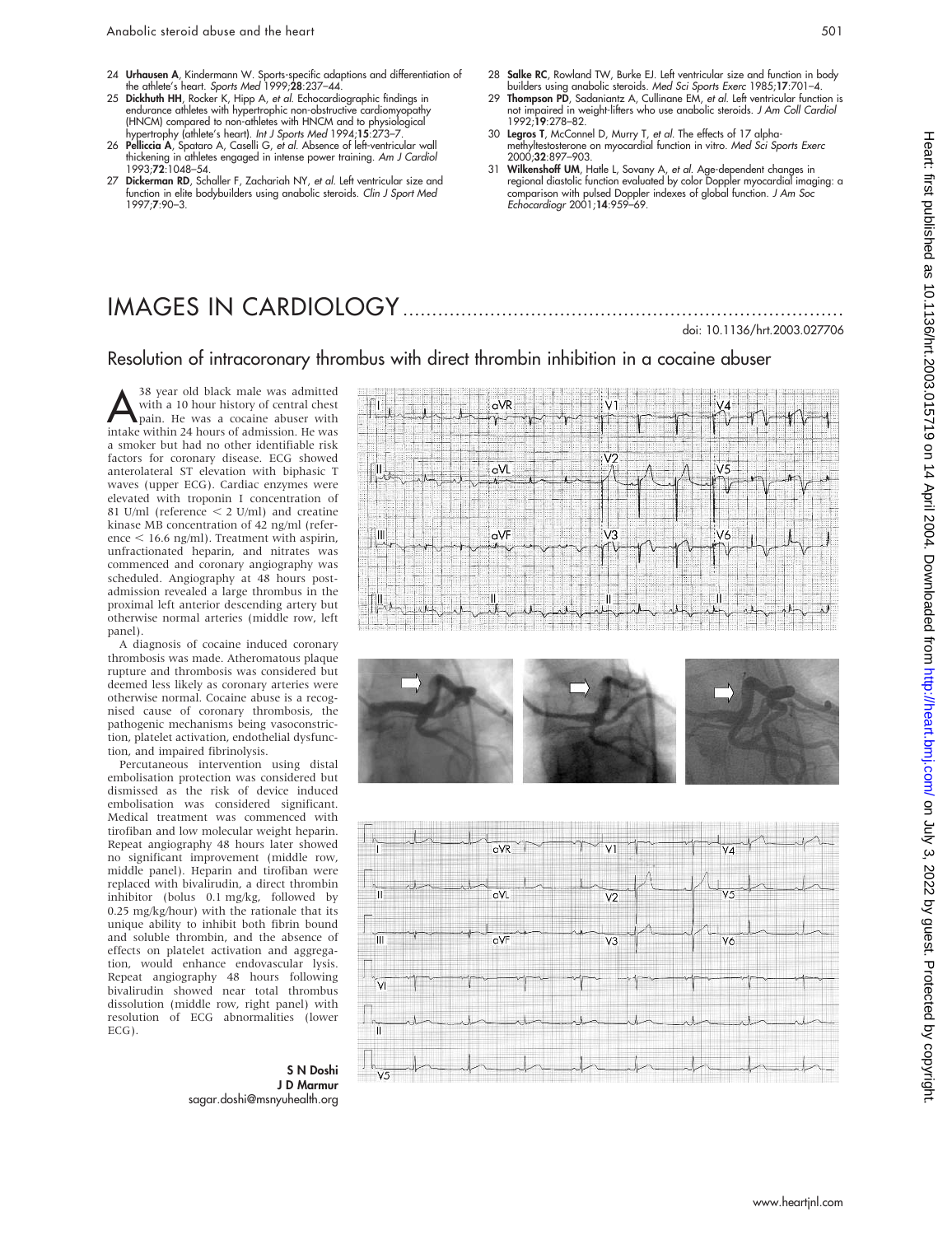24 **Urhausen A**, Kindermann W. Sports-specific adaptions and differentiation of the athlete's heart. *Sports Med* 1999;**28**:237–44.
25 **Dickhuth HH**, Rocker K, Hipp A, *et al*. Echocardiographic findings in endurance athletes with hypertrophic non-obstructive cardiomyopathy (HNCM) compared to non-athletes with HNCM and to physiological hypertrophy (athlete's heart). *Int J Sports Med* 1994;**15**:273–7.
26 **Pelliccia A**, Spataro A, Caselli G, *et al*. Absence of left-ventricular wall thickening in athletes engaged in intense power training. *Am J Cardiol* 1993;**72**:1048–54.
27 **Dickerman RD**, Schaller F, Zachariah NY, *et al*. Left ventricular size and function in elite bodybuilders using anabolic steroids. *Clin J Sport Med* 1997;**7**:90–3.
28 **Salke RC**, Rowland TW, Burke EJ. Left ventricular size and function in body builders using anabolic steroids. *Med Sci Sports Exerc* 1985;**17**:701–4.
29 **Thompson PD**, Sadaniantz A, Cullinane EM, *et al*. Left ventricular function is not impaired in weight-lifters who use anabolic steroids. *J Am Coll Cardiol* 1992;**19**:278–82.
30 **Legros T**, McConnel D, Murry T, *et al*. The effects of 17 alpha-methyltestosterone on myocardial function in vitro. *Med Sci Sports Exerc* 2000;**32**:897–903.
31 **Wilkenshoff UM**, Hatle L, Sovany A, *et al*. Age-dependent changes in regional diastolic function evaluated by color Doppler myocardial imaging: a comparison with pulsed Doppler indexes of global function. *J Am Soc Echocardiogr* 2001;**14**:959–69.

# IMAGES IN CARDIOLOGY

doi: 10.1136/hrt.2003.027706

## Resolution of intracoronary thrombus with direct thrombin inhibition in a cocaine abuser

A 38 year old black male was admitted with a 10 hour history of central chest pain. He was a cocaine abuser with intake within 24 hours of admission. He was a smoker but had no other identifiable risk factors for coronary disease. ECG showed anterolateral ST elevation with biphasic T waves (upper ECG). Cardiac enzymes were elevated with troponin I concentration of 81 U/ml (reference < 2 U/ml) and creatine kinase MB concentration of 42 ng/ml (reference < 16.6 ng/ml). Treatment with aspirin, unfractionated heparin, and nitrates was commenced and coronary angiography was scheduled. Angiography at 48 hours post-admission revealed a large thrombus in the proximal left anterior descending artery but otherwise normal arteries (middle row, left panel).

A diagnosis of cocaine induced coronary thrombosis was made. Atheromatous plaque rupture and thrombosis was considered but deemed less likely as coronary arteries were otherwise normal. Cocaine abuse is a recognised cause of coronary thrombosis, the pathogenic mechanisms being vasoconstriction, platelet activation, endothelial dysfunction, and impaired fibrinolysis.

Percutaneous intervention using distal embolisation protection was considered but dismissed as the risk of device induced embolisation was considered significant. Medical treatment was commenced with tirofiban and low molecular weight heparin. Repeat angiography 48 hours later showed no significant improvement (middle row, middle panel). Heparin and tirofiban were replaced with bivalirudin, a direct thrombin inhibitor (bolus 0.1 mg/kg, followed by 0.25 mg/kg/hour) with the rationale that its unique ability to inhibit both fibrin bound and soluble thrombin, and the absence of effects on platelet activation and aggregation, would enhance endovascular lysis. Repeat angiography 48 hours following bivalirudin showed near total thrombus dissolution (middle row, right panel) with resolution of ECG abnormalities (lower ECG).

**S N Doshi**
**J D Marmur**
sagar.doshi@msnyuhealth.org